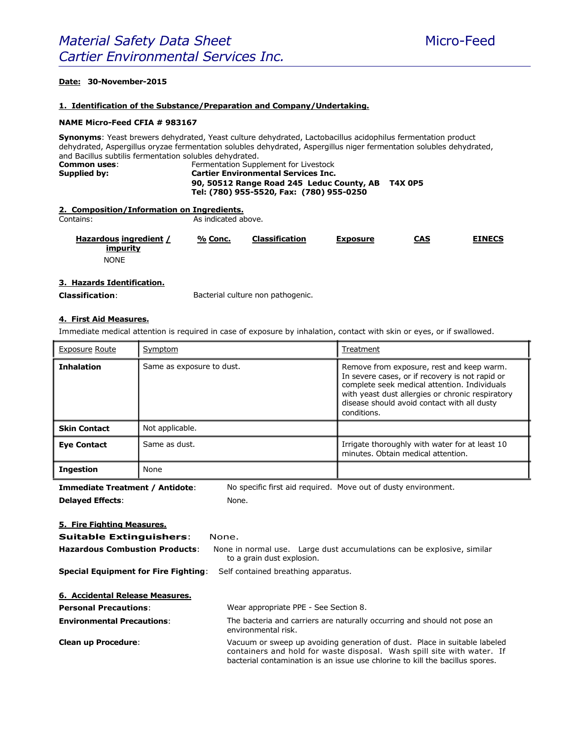# *Material Safety Data Sheet* Micro-Feed
# *Cartier Environmental Services Inc.*

**Date: 30-November-2015**

## 1. Identification of the Substance/Preparation and Company/Undertaking.

**NAME Micro-Feed CFIA # 983167**

**Synonyms**: Yeast brewers dehydrated, Yeast culture dehydrated, Lactobacillus acidophilus fermentation product dehydrated, Aspergillus oryzae fermentation solubles dehydrated, Aspergillus niger fermentation solubles dehydrated, and Bacillus subtilis fermentation solubles dehydrated.

**Common uses**: Fermentation Supplement for Livestock

**Supplied by:** **Cartier Environmental Services Inc.**
**90, 50512 Range Road 245 Leduc County, AB T4X 0P5**
**Tel: (780) 955-5520, Fax: (780) 955-0250**

## 2. Composition/Information on Ingredients.

Contains: As indicated above.

| Hazardous ingredient / impurity | % Conc. | Classification | Exposure | CAS | EINECS |
|---|---|---|---|---|---|
| NONE | | | | | |

## 3. Hazards Identification.

**Classification**: Bacterial culture non pathogenic.

## 4. First Aid Measures.

Immediate medical attention is required in case of exposure by inhalation, contact with skin or eyes, or if swallowed.

| Exposure Route | Symptom | Treatment |
|---|---|---|
| **Inhalation** | Same as exposure to dust. | Remove from exposure, rest and keep warm. In severe cases, or if recovery is not rapid or complete seek medical attention. Individuals with yeast dust allergies or chronic respiratory disease should avoid contact with all dusty conditions. |
| **Skin Contact** | Not applicable. | |
| **Eye Contact** | Same as dust. | Irrigate thoroughly with water for at least 10 minutes. Obtain medical attention. |
| **Ingestion** | None | |

**Immediate Treatment / Antidote**: No specific first aid required. Move out of dusty environment.

**Delayed Effects**: None.

## 5. Fire Fighting Measures.

**Suitable Extinguishers**: None.

**Hazardous Combustion Products**: None in normal use. Large dust accumulations can be explosive, similar to a grain dust explosion.

**Special Equipment for Fire Fighting**: Self contained breathing apparatus.

## 6. Accidental Release Measures.

**Personal Precautions**: Wear appropriate PPE - See Section 8.

**Environmental Precautions**: The bacteria and carriers are naturally occurring and should not pose an environmental risk.

**Clean up Procedure**: Vacuum or sweep up avoiding generation of dust. Place in suitable labeled containers and hold for waste disposal. Wash spill site with water. If bacterial contamination is an issue use chlorine to kill the bacillus spores.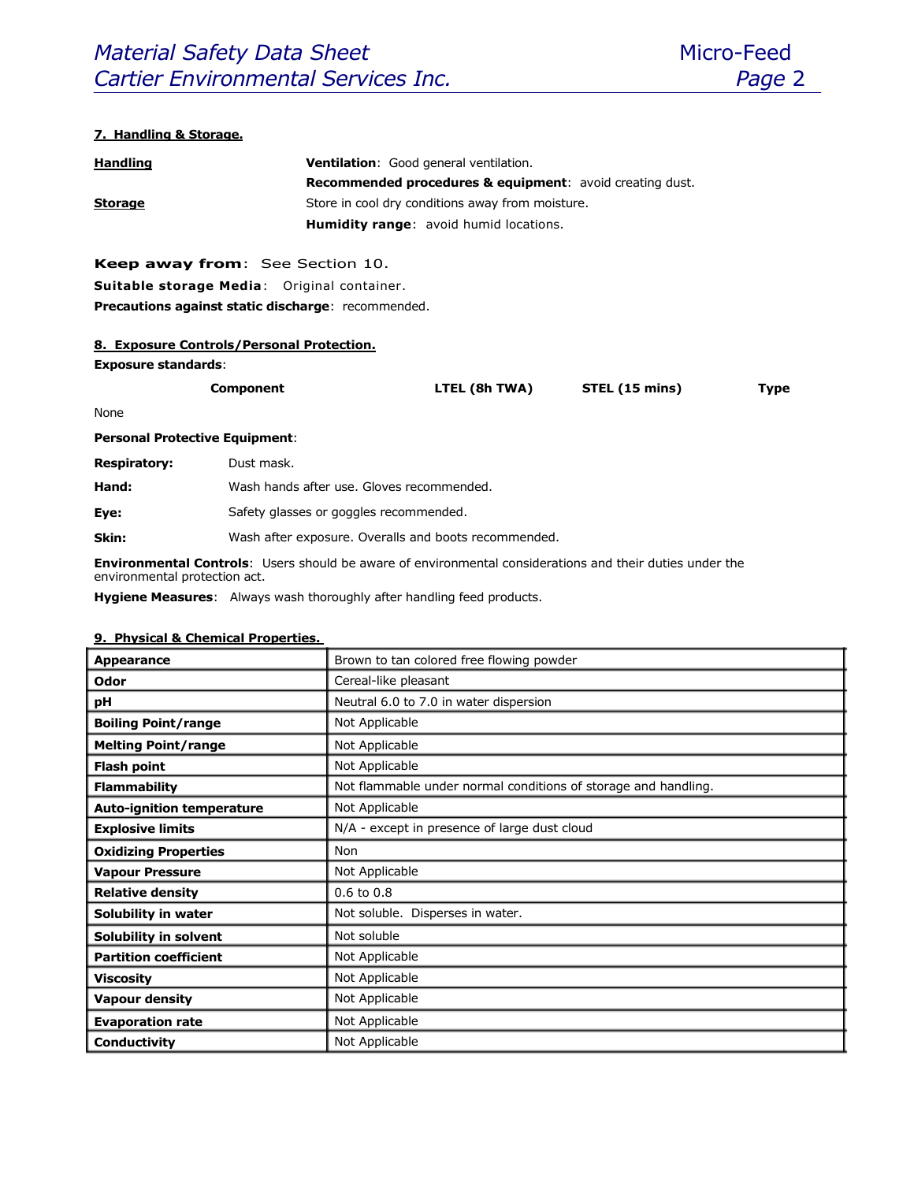## 7. Handling & Storage.

**Handling**

**Ventilation**: Good general ventilation.

**Recommended procedures & equipment**: avoid creating dust.

**Storage**

Store in cool dry conditions away from moisture.

**Humidity range**: avoid humid locations.

**Keep away from**: See Section 10.

**Suitable storage Media**: Original container.

**Precautions against static discharge**: recommended.

## 8. Exposure Controls/Personal Protection.

**Exposure standards**:

| Component | LTEL (8h TWA) | STEL (15 mins) | Type |
|---|---|---|---|
| None | | | |

**Personal Protective Equipment**:

**Respiratory:** Dust mask.

**Hand:** Wash hands after use. Gloves recommended.

**Eye:** Safety glasses or goggles recommended.

**Skin:** Wash after exposure. Overalls and boots recommended.

**Environmental Controls**: Users should be aware of environmental considerations and their duties under the environmental protection act.

**Hygiene Measures**: Always wash thoroughly after handling feed products.

## 9. Physical & Chemical Properties.

| | |
|---|---|
| **Appearance** | Brown to tan colored free flowing powder |
| **Odor** | Cereal-like pleasant |
| **pH** | Neutral 6.0 to 7.0 in water dispersion |
| **Boiling Point/range** | Not Applicable |
| **Melting Point/range** | Not Applicable |
| **Flash point** | Not Applicable |
| **Flammability** | Not flammable under normal conditions of storage and handling. |
| **Auto-ignition temperature** | Not Applicable |
| **Explosive limits** | N/A - except in presence of large dust cloud |
| **Oxidizing Properties** | Non |
| **Vapour Pressure** | Not Applicable |
| **Relative density** | 0.6 to 0.8 |
| **Solubility in water** | Not soluble. Disperses in water. |
| **Solubility in solvent** | Not soluble |
| **Partition coefficient** | Not Applicable |
| **Viscosity** | Not Applicable |
| **Vapour density** | Not Applicable |
| **Evaporation rate** | Not Applicable |
| **Conductivity** | Not Applicable |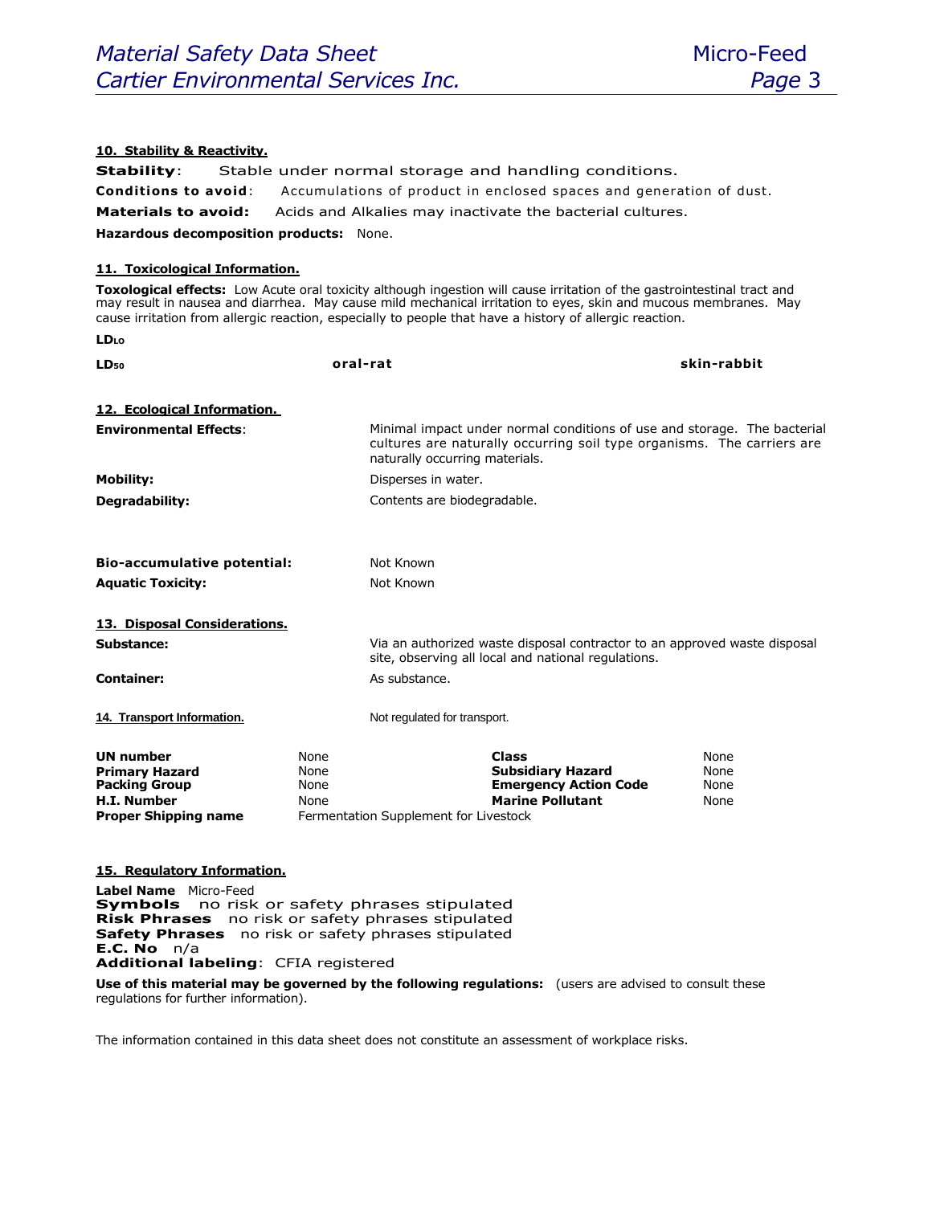## 10. Stability & Reactivity.

**Stability**: Stable under normal storage and handling conditions.

**Conditions to avoid**: Accumulations of product in enclosed spaces and generation of dust.

**Materials to avoid:** Acids and Alkalies may inactivate the bacterial cultures.

**Hazardous decomposition products:** None.

## 11. Toxicological Information.

**Toxological effects:** Low Acute oral toxicity although ingestion will cause irritation of the gastrointestinal tract and may result in nausea and diarrhea. May cause mild mechanical irritation to eyes, skin and mucous membranes. May cause irritation from allergic reaction, especially to people that have a history of allergic reaction.

**$LD_{LO}$**

| | oral-rat | skin-rabbit |
|---|---|---|
| **$LD_{50}$** | | |

## 12. Ecological Information.

**Environmental Effects**: Minimal impact under normal conditions of use and storage. The bacterial cultures are naturally occurring soil type organisms. The carriers are naturally occurring materials.

**Mobility:** Disperses in water.

**Degradability:** Contents are biodegradable.

**Bio-accumulative potential:** Not Known

**Aquatic Toxicity:** Not Known

## 13. Disposal Considerations.

**Substance:** Via an authorized waste disposal contractor to an approved waste disposal site, observing all local and national regulations.

**Container:** As substance.

## 14. Transport Information.

Not regulated for transport.

| | | | |
|---|---|---|---|
| **UN number** | None | **Class** | None |
| **Primary Hazard** | None | **Subsidiary Hazard** | None |
| **Packing Group** | None | **Emergency Action Code** | None |
| **H.I. Number** | None | **Marine Pollutant** | None |
| **Proper Shipping name** | Fermentation Supplement for Livestock | | |

## 15. Regulatory Information.

**Label Name** Micro-Feed
**Symbols** no risk or safety phrases stipulated
**Risk Phrases** no risk or safety phrases stipulated
**Safety Phrases** no risk or safety phrases stipulated
**E.C. No** n/a
**Additional labeling**: CFIA registered

**Use of this material may be governed by the following regulations:** (users are advised to consult these regulations for further information).

The information contained in this data sheet does not constitute an assessment of workplace risks.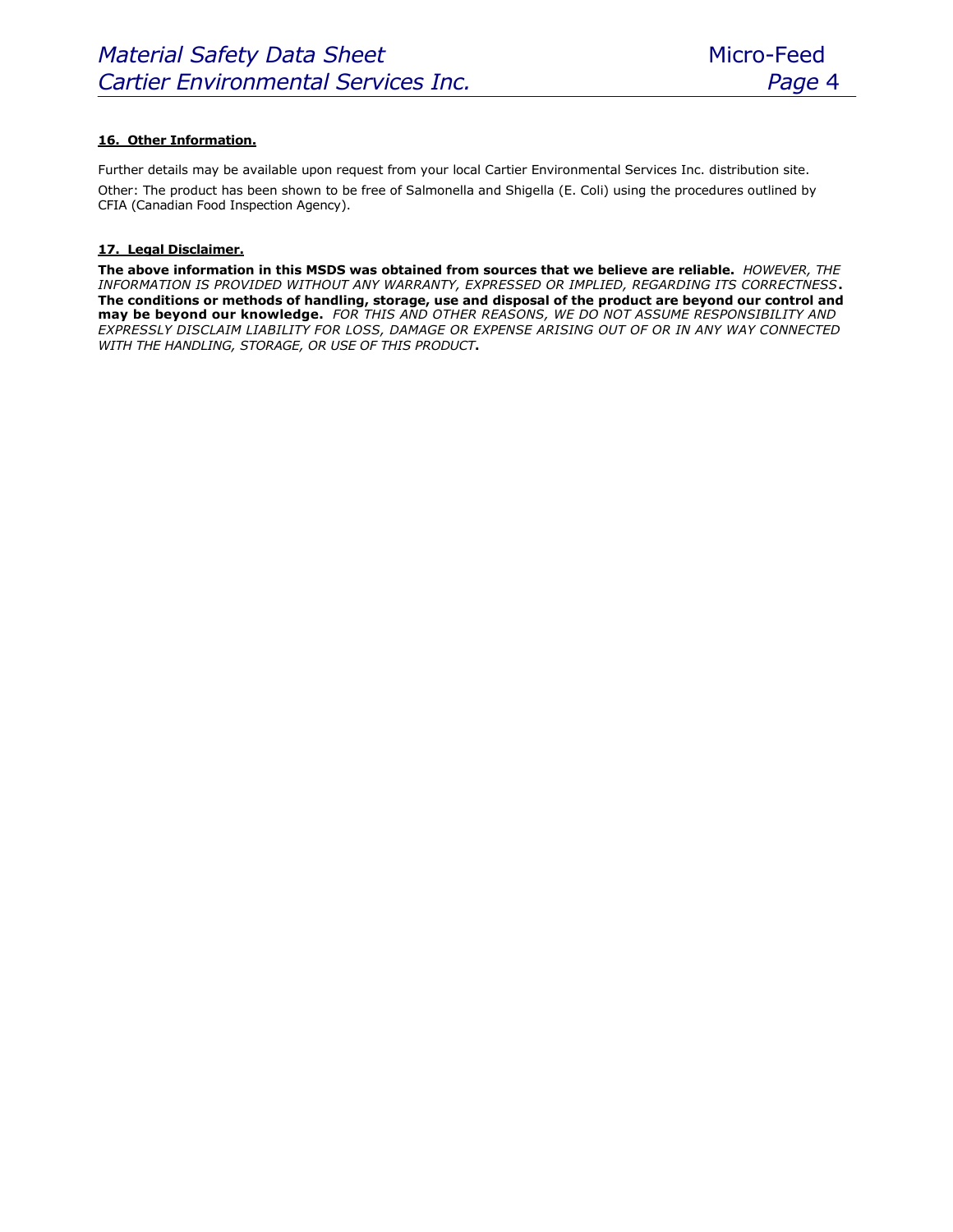## 16. Other Information.

Further details may be available upon request from your local Cartier Environmental Services Inc. distribution site.

Other: The product has been shown to be free of Salmonella and Shigella (E. Coli) using the procedures outlined by CFIA (Canadian Food Inspection Agency).

## 17. Legal Disclaimer.

**The above information in this MSDS was obtained from sources that we believe are reliable.** *HOWEVER, THE INFORMATION IS PROVIDED WITHOUT ANY WARRANTY, EXPRESSED OR IMPLIED, REGARDING ITS CORRECTNESS***. The conditions or methods of handling, storage, use and disposal of the product are beyond our control and may be beyond our knowledge.** *FOR THIS AND OTHER REASONS, WE DO NOT ASSUME RESPONSIBILITY AND EXPRESSLY DISCLAIM LIABILITY FOR LOSS, DAMAGE OR EXPENSE ARISING OUT OF OR IN ANY WAY CONNECTED WITH THE HANDLING, STORAGE, OR USE OF THIS PRODUCT***.**